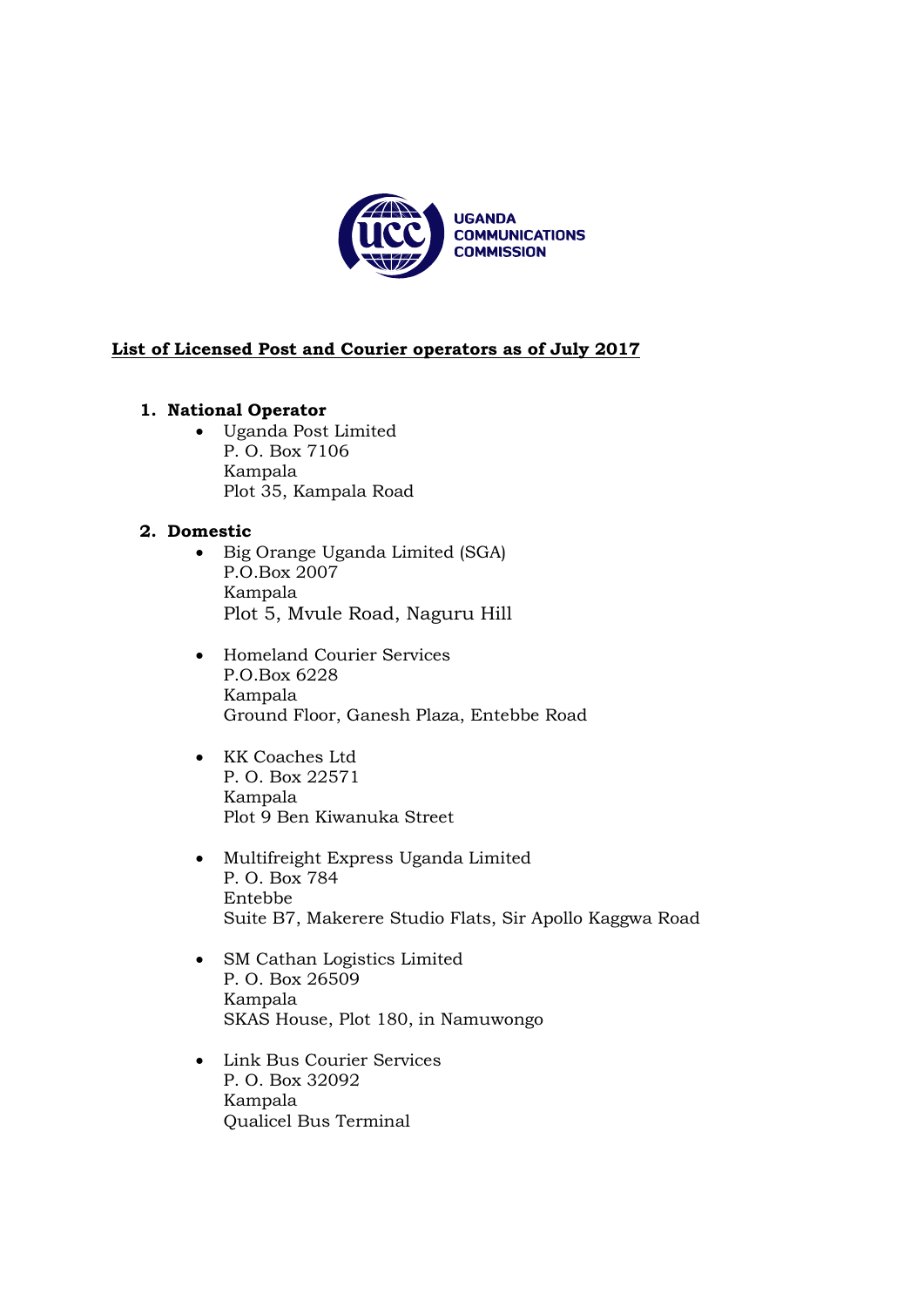UGANDA COMMUNICATIONS COMMISSION

## List of Licensed Post and Courier operators as of July 2017

### 1. National Operator

- Uganda Post Limited
  P. O. Box 7106
  Kampala
  Plot 35, Kampala Road

### 2. Domestic

- Big Orange Uganda Limited (SGA)
  P.O.Box 2007
  Kampala
  Plot 5, Mvule Road, Naguru Hill

- Homeland Courier Services
  P.O.Box 6228
  Kampala
  Ground Floor, Ganesh Plaza, Entebbe Road

- KK Coaches Ltd
  P. O. Box 22571
  Kampala
  Plot 9 Ben Kiwanuka Street

- Multifreight Express Uganda Limited
  P. O. Box 784
  Entebbe
  Suite B7, Makerere Studio Flats, Sir Apollo Kaggwa Road

- SM Cathan Logistics Limited
  P. O. Box 26509
  Kampala
  SKAS House, Plot 180, in Namuwongo

- Link Bus Courier Services
  P. O. Box 32092
  Kampala
  Qualicel Bus Terminal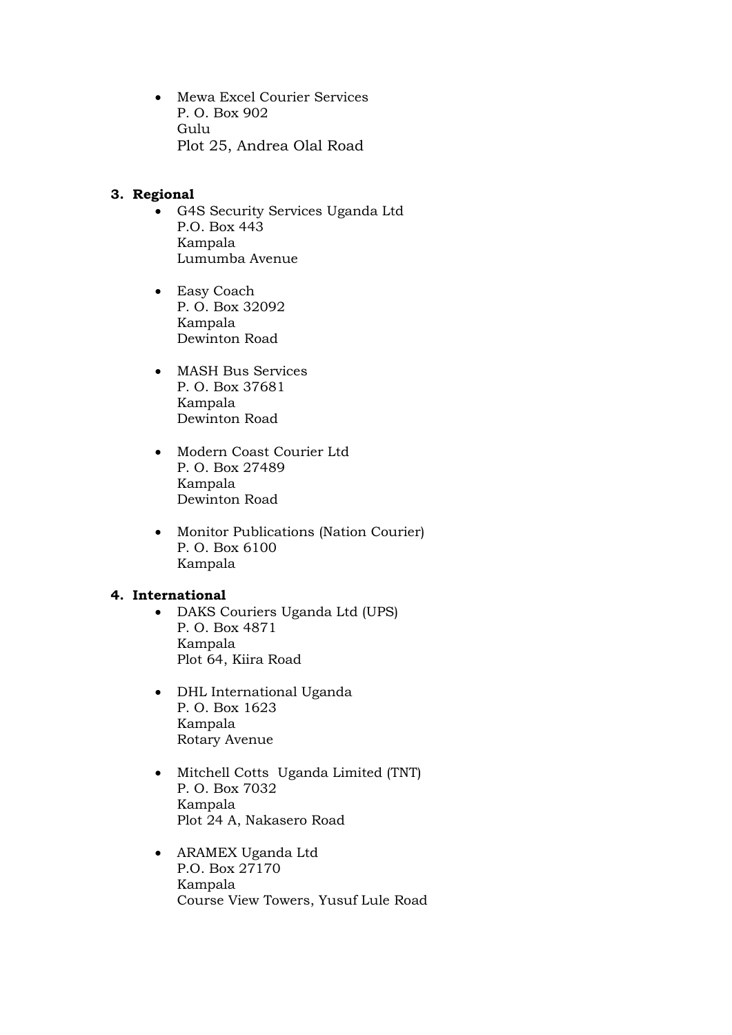- Mewa Excel Courier Services
  P. O. Box 902
  Gulu
  Plot 25, Andrea Olal Road

3. **Regional**
   - G4S Security Services Uganda Ltd
     P.O. Box 443
     Kampala
     Lumumba Avenue

   - Easy Coach
     P. O. Box 32092
     Kampala
     Dewinton Road

   - MASH Bus Services
     P. O. Box 37681
     Kampala
     Dewinton Road

   - Modern Coast Courier Ltd
     P. O. Box 27489
     Kampala
     Dewinton Road

   - Monitor Publications (Nation Courier)
     P. O. Box 6100
     Kampala

4. **International**
   - DAKS Couriers Uganda Ltd (UPS)
     P. O. Box 4871
     Kampala
     Plot 64, Kiira Road

   - DHL International Uganda
     P. O. Box 1623
     Kampala
     Rotary Avenue

   - Mitchell Cotts Uganda Limited (TNT)
     P. O. Box 7032
     Kampala
     Plot 24 A, Nakasero Road

   - ARAMEX Uganda Ltd
     P.O. Box 27170
     Kampala
     Course View Towers, Yusuf Lule Road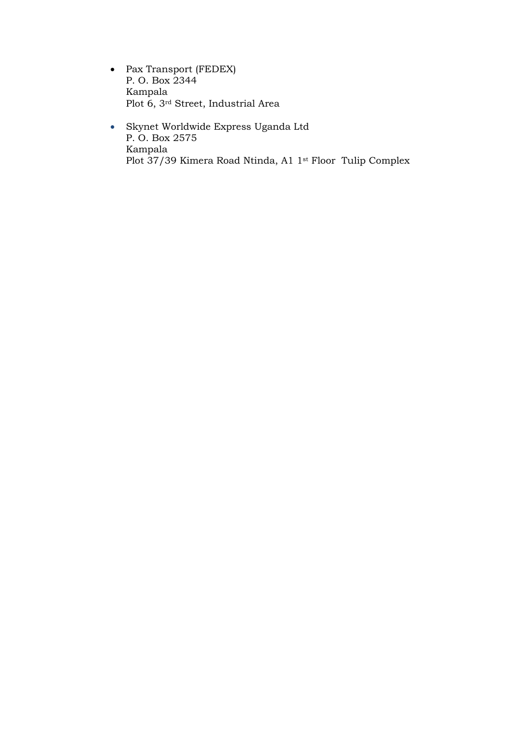- Pax Transport (FEDEX)
  P. O. Box 2344
  Kampala
  Plot 6, 3rd Street, Industrial Area

- Skynet Worldwide Express Uganda Ltd
  P. O. Box 2575
  Kampala
  Plot 37/39 Kimera Road Ntinda, A1 1st Floor Tulip Complex